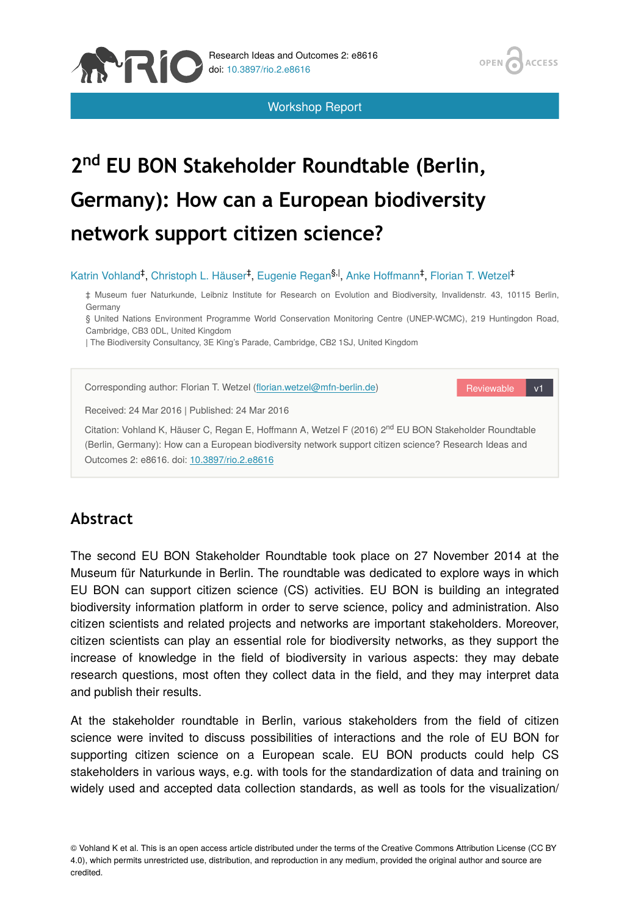Research Ideas and Outcomes 2: e8616
doi: 10.3897/rio.2.e8616

Workshop Report

# 2nd EU BON Stakeholder Roundtable (Berlin, Germany): How can a European biodiversity network support citizen science?

Katrin Vohland[‡], Christoph L. Häuser[‡], Eugenie Regan[§,|], Anke Hoffmann[‡], Florian T. Wetzel[‡]

‡ Museum fuer Naturkunde, Leibniz Institute for Research on Evolution and Biodiversity, Invalidenstr. 43, 10115 Berlin, Germany
§ United Nations Environment Programme World Conservation Monitoring Centre (UNEP-WCMC), 219 Huntingdon Road, Cambridge, CB3 0DL, United Kingdom
| The Biodiversity Consultancy, 3E King's Parade, Cambridge, CB2 1SJ, United Kingdom

Corresponding author: Florian T. Wetzel (florian.wetzel@mfn-berlin.de)

Received: 24 Mar 2016 | Published: 24 Mar 2016

Citation: Vohland K, Häuser C, Regan E, Hoffmann A, Wetzel F (2016) 2nd EU BON Stakeholder Roundtable (Berlin, Germany): How can a European biodiversity network support citizen science? Research Ideas and Outcomes 2: e8616. doi: 10.3897/rio.2.e8616

## Abstract

The second EU BON Stakeholder Roundtable took place on 27 November 2014 at the Museum für Naturkunde in Berlin. The roundtable was dedicated to explore ways in which EU BON can support citizen science (CS) activities. EU BON is building an integrated biodiversity information platform in order to serve science, policy and administration. Also citizen scientists and related projects and networks are important stakeholders. Moreover, citizen scientists can play an essential role for biodiversity networks, as they support the increase of knowledge in the field of biodiversity in various aspects: they may debate research questions, most often they collect data in the field, and they may interpret data and publish their results.

At the stakeholder roundtable in Berlin, various stakeholders from the field of citizen science were invited to discuss possibilities of interactions and the role of EU BON for supporting citizen science on a European scale. EU BON products could help CS stakeholders in various ways, e.g. with tools for the standardization of data and training on widely used and accepted data collection standards, as well as tools for the visualization/

© Vohland K et al. This is an open access article distributed under the terms of the Creative Commons Attribution License (CC BY 4.0), which permits unrestricted use, distribution, and reproduction in any medium, provided the original author and source are credited.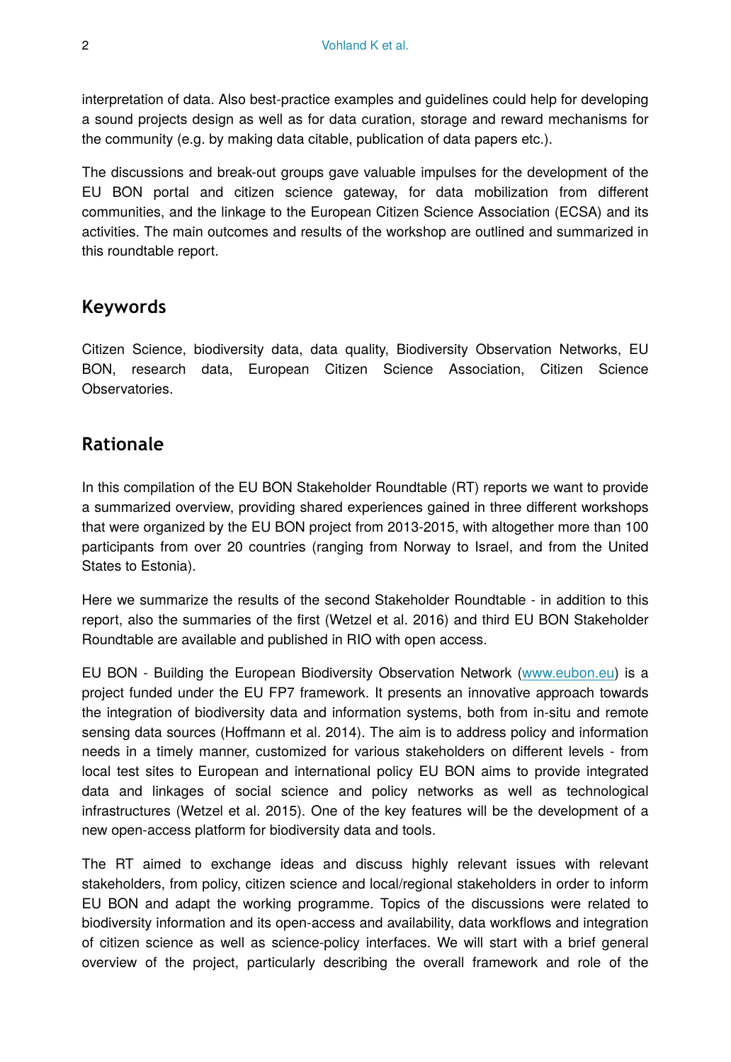interpretation of data. Also best-practice examples and guidelines could help for developing a sound projects design as well as for data curation, storage and reward mechanisms for the community (e.g. by making data citable, publication of data papers etc.).

The discussions and break-out groups gave valuable impulses for the development of the EU BON portal and citizen science gateway, for data mobilization from different communities, and the linkage to the European Citizen Science Association (ECSA) and its activities. The main outcomes and results of the workshop are outlined and summarized in this roundtable report.

## Keywords

Citizen Science, biodiversity data, data quality, Biodiversity Observation Networks, EU BON, research data, European Citizen Science Association, Citizen Science Observatories.

## Rationale

In this compilation of the EU BON Stakeholder Roundtable (RT) reports we want to provide a summarized overview, providing shared experiences gained in three different workshops that were organized by the EU BON project from 2013-2015, with altogether more than 100 participants from over 20 countries (ranging from Norway to Israel, and from the United States to Estonia).

Here we summarize the results of the second Stakeholder Roundtable - in addition to this report, also the summaries of the first (Wetzel et al. 2016) and third EU BON Stakeholder Roundtable are available and published in RIO with open access.

EU BON - Building the European Biodiversity Observation Network (www.eubon.eu) is a project funded under the EU FP7 framework. It presents an innovative approach towards the integration of biodiversity data and information systems, both from in-situ and remote sensing data sources (Hoffmann et al. 2014). The aim is to address policy and information needs in a timely manner, customized for various stakeholders on different levels - from local test sites to European and international policy EU BON aims to provide integrated data and linkages of social science and policy networks as well as technological infrastructures (Wetzel et al. 2015). One of the key features will be the development of a new open-access platform for biodiversity data and tools.

The RT aimed to exchange ideas and discuss highly relevant issues with relevant stakeholders, from policy, citizen science and local/regional stakeholders in order to inform EU BON and adapt the working programme. Topics of the discussions were related to biodiversity information and its open-access and availability, data workflows and integration of citizen science as well as science-policy interfaces. We will start with a brief general overview of the project, particularly describing the overall framework and role of the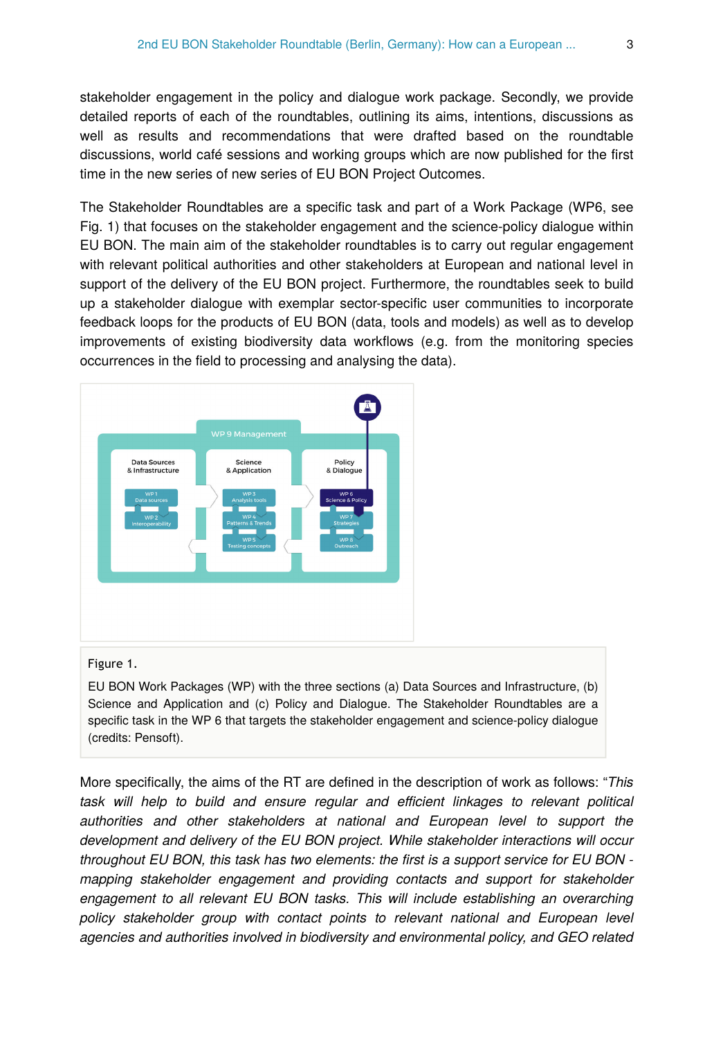stakeholder engagement in the policy and dialogue work package. Secondly, we provide detailed reports of each of the roundtables, outlining its aims, intentions, discussions as well as results and recommendations that were drafted based on the roundtable discussions, world café sessions and working groups which are now published for the first time in the new series of new series of EU BON Project Outcomes.

The Stakeholder Roundtables are a specific task and part of a Work Package (WP6, see Fig. 1) that focuses on the stakeholder engagement and the science-policy dialogue within EU BON. The main aim of the stakeholder roundtables is to carry out regular engagement with relevant political authorities and other stakeholders at European and national level in support of the delivery of the EU BON project. Furthermore, the roundtables seek to build up a stakeholder dialogue with exemplar sector-specific user communities to incorporate feedback loops for the products of EU BON (data, tools and models) as well as to develop improvements of existing biodiversity data workflows (e.g. from the monitoring species occurrences in the field to processing and analysing the data).

Figure 1.

EU BON Work Packages (WP) with the three sections (a) Data Sources and Infrastructure, (b) Science and Application and (c) Policy and Dialogue. The Stakeholder Roundtables are a specific task in the WP 6 that targets the stakeholder engagement and science-policy dialogue (credits: Pensoft).

More specifically, the aims of the RT are defined in the description of work as follows: "*This task will help to build and ensure regular and efficient linkages to relevant political authorities and other stakeholders at national and European level to support the development and delivery of the EU BON project. While stakeholder interactions will occur throughout EU BON, this task has two elements: the first is a support service for EU BON - mapping stakeholder engagement and providing contacts and support for stakeholder engagement to all relevant EU BON tasks. This will include establishing an overarching policy stakeholder group with contact points to relevant national and European level agencies and authorities involved in biodiversity and environmental policy, and GEO related*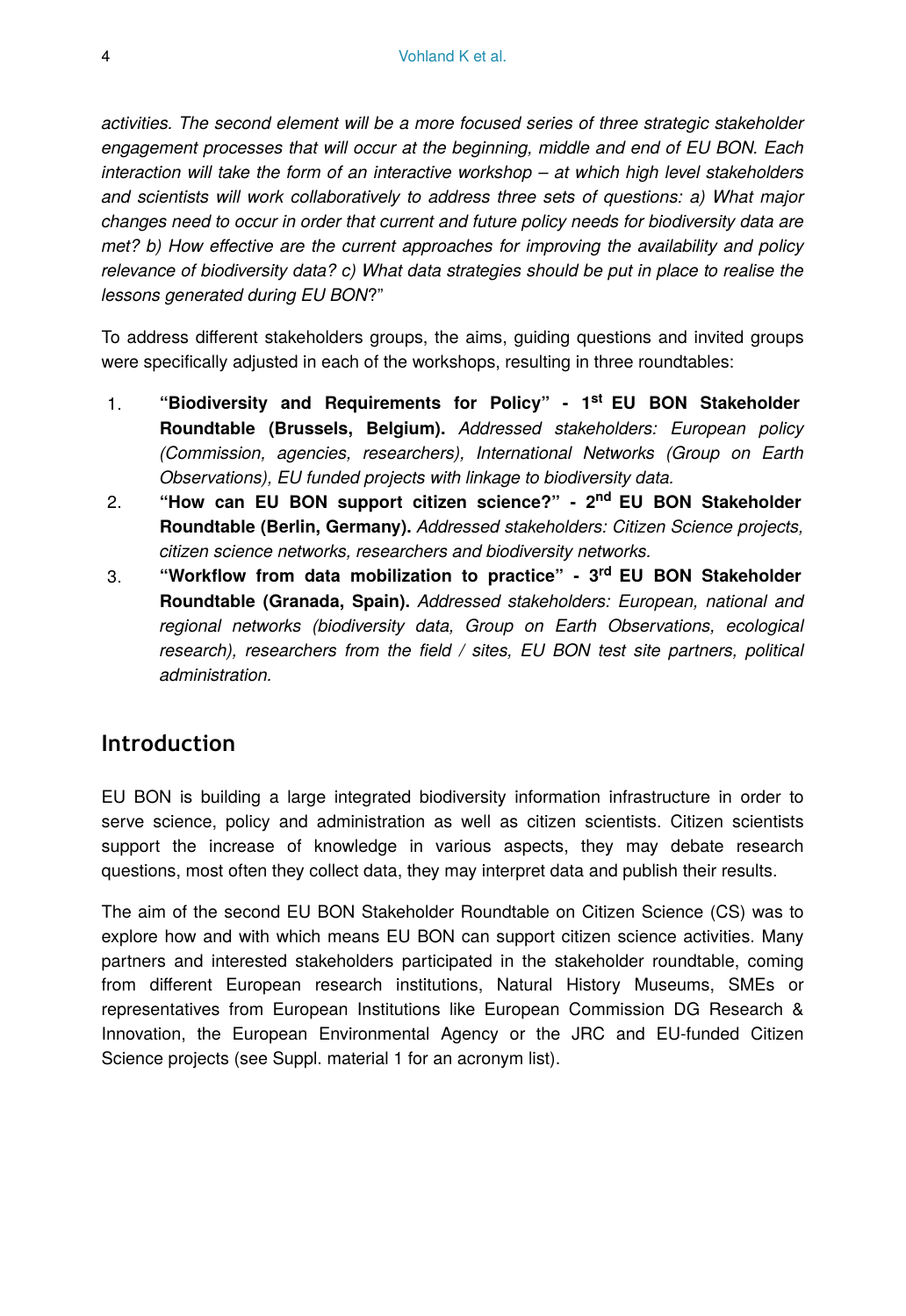*activities. The second element will be a more focused series of three strategic stakeholder engagement processes that will occur at the beginning, middle and end of EU BON. Each interaction will take the form of an interactive workshop – at which high level stakeholders and scientists will work collaboratively to address three sets of questions: a) What major changes need to occur in order that current and future policy needs for biodiversity data are met? b) How effective are the current approaches for improving the availability and policy relevance of biodiversity data? c) What data strategies should be put in place to realise the lessons generated during EU BON*?"

To address different stakeholders groups, the aims, guiding questions and invited groups were specifically adjusted in each of the workshops, resulting in three roundtables:

1. **"Biodiversity and Requirements for Policy" - 1st EU BON Stakeholder Roundtable (Brussels, Belgium).** *Addressed stakeholders: European policy (Commission, agencies, researchers), International Networks (Group on Earth Observations), EU funded projects with linkage to biodiversity data.*
2. **"How can EU BON support citizen science?" - 2nd EU BON Stakeholder Roundtable (Berlin, Germany).** *Addressed stakeholders: Citizen Science projects, citizen science networks, researchers and biodiversity networks*.
3. **"Workflow from data mobilization to practice" - 3rd EU BON Stakeholder Roundtable (Granada, Spain).** *Addressed stakeholders: European, national and regional networks (biodiversity data, Group on Earth Observations, ecological research), researchers from the field / sites, EU BON test site partners, political administration.*

## Introduction

EU BON is building a large integrated biodiversity information infrastructure in order to serve science, policy and administration as well as citizen scientists. Citizen scientists support the increase of knowledge in various aspects, they may debate research questions, most often they collect data, they may interpret data and publish their results.

The aim of the second EU BON Stakeholder Roundtable on Citizen Science (CS) was to explore how and with which means EU BON can support citizen science activities. Many partners and interested stakeholders participated in the stakeholder roundtable, coming from different European research institutions, Natural History Museums, SMEs or representatives from European Institutions like European Commission DG Research & Innovation, the European Environmental Agency or the JRC and EU-funded Citizen Science projects (see Suppl. material 1 for an acronym list).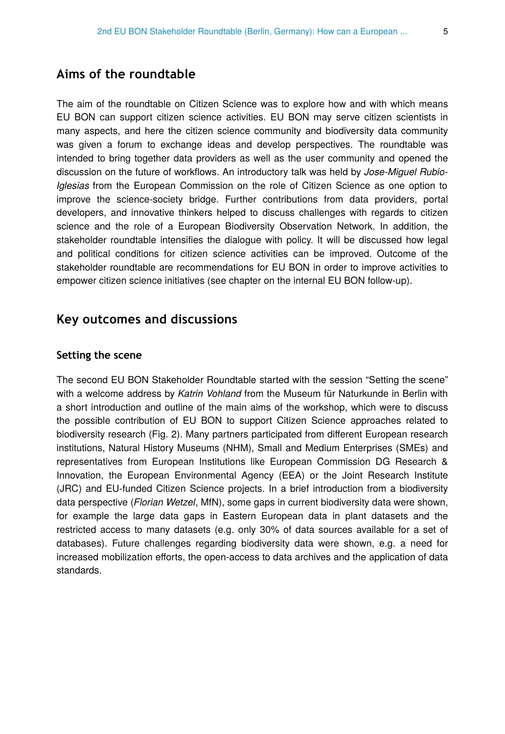## Aims of the roundtable

The aim of the roundtable on Citizen Science was to explore how and with which means EU BON can support citizen science activities. EU BON may serve citizen scientists in many aspects, and here the citizen science community and biodiversity data community was given a forum to exchange ideas and develop perspectives. The roundtable was intended to bring together data providers as well as the user community and opened the discussion on the future of workflows. An introductory talk was held by *Jose-Miguel Rubio-Iglesias* from the European Commission on the role of Citizen Science as one option to improve the science-society bridge. Further contributions from data providers, portal developers, and innovative thinkers helped to discuss challenges with regards to citizen science and the role of a European Biodiversity Observation Network. In addition, the stakeholder roundtable intensifies the dialogue with policy. It will be discussed how legal and political conditions for citizen science activities can be improved. Outcome of the stakeholder roundtable are recommendations for EU BON in order to improve activities to empower citizen science initiatives (see chapter on the internal EU BON follow-up).

## Key outcomes and discussions

### Setting the scene

The second EU BON Stakeholder Roundtable started with the session "Setting the scene" with a welcome address by *Katrin Vohland* from the Museum für Naturkunde in Berlin with a short introduction and outline of the main aims of the workshop, which were to discuss the possible contribution of EU BON to support Citizen Science approaches related to biodiversity research (Fig. 2). Many partners participated from different European research institutions, Natural History Museums (NHM), Small and Medium Enterprises (SMEs) and representatives from European Institutions like European Commission DG Research & Innovation, the European Environmental Agency (EEA) or the Joint Research Institute (JRC) and EU-funded Citizen Science projects. In a brief introduction from a biodiversity data perspective (*Florian Wetzel*, MfN), some gaps in current biodiversity data were shown, for example the large data gaps in Eastern European data in plant datasets and the restricted access to many datasets (e.g. only 30% of data sources available for a set of databases). Future challenges regarding biodiversity data were shown, e.g. a need for increased mobilization efforts, the open-access to data archives and the application of data standards.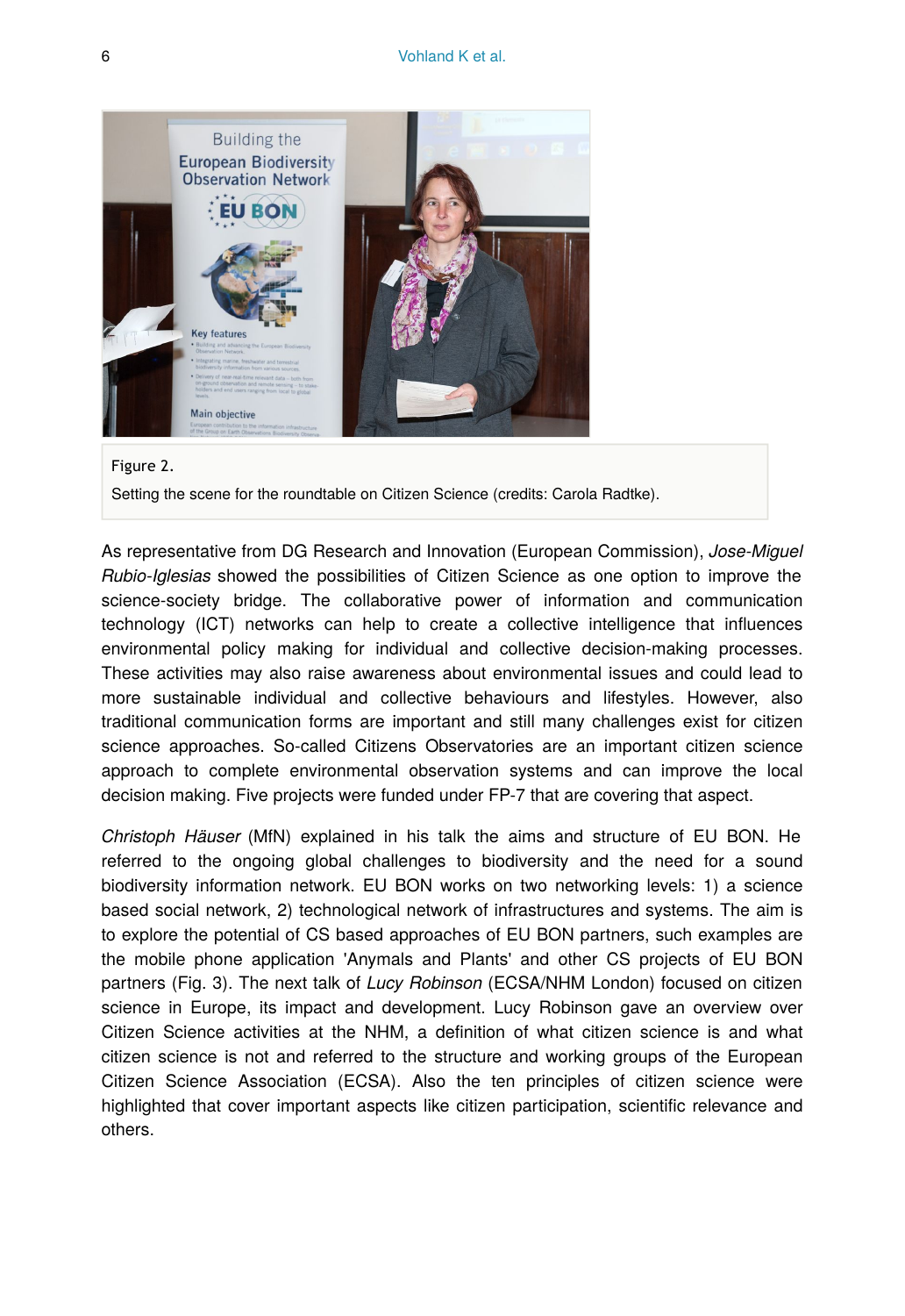Figure 2.

Setting the scene for the roundtable on Citizen Science (credits: Carola Radtke).

As representative from DG Research and Innovation (European Commission), *Jose-Miguel Rubio-Iglesias* showed the possibilities of Citizen Science as one option to improve the science-society bridge. The collaborative power of information and communication technology (ICT) networks can help to create a collective intelligence that influences environmental policy making for individual and collective decision-making processes. These activities may also raise awareness about environmental issues and could lead to more sustainable individual and collective behaviours and lifestyles. However, also traditional communication forms are important and still many challenges exist for citizen science approaches. So-called Citizens Observatories are an important citizen science approach to complete environmental observation systems and can improve the local decision making. Five projects were funded under FP-7 that are covering that aspect.

*Christoph Häuser* (MfN) explained in his talk the aims and structure of EU BON. He referred to the ongoing global challenges to biodiversity and the need for a sound biodiversity information network. EU BON works on two networking levels: 1) a science based social network, 2) technological network of infrastructures and systems. The aim is to explore the potential of CS based approaches of EU BON partners, such examples are the mobile phone application 'Anymals and Plants' and other CS projects of EU BON partners (Fig. 3). The next talk of *Lucy Robinson* (ECSA/NHM London) focused on citizen science in Europe, its impact and development. Lucy Robinson gave an overview over Citizen Science activities at the NHM, a definition of what citizen science is and what citizen science is not and referred to the structure and working groups of the European Citizen Science Association (ECSA). Also the ten principles of citizen science were highlighted that cover important aspects like citizen participation, scientific relevance and others.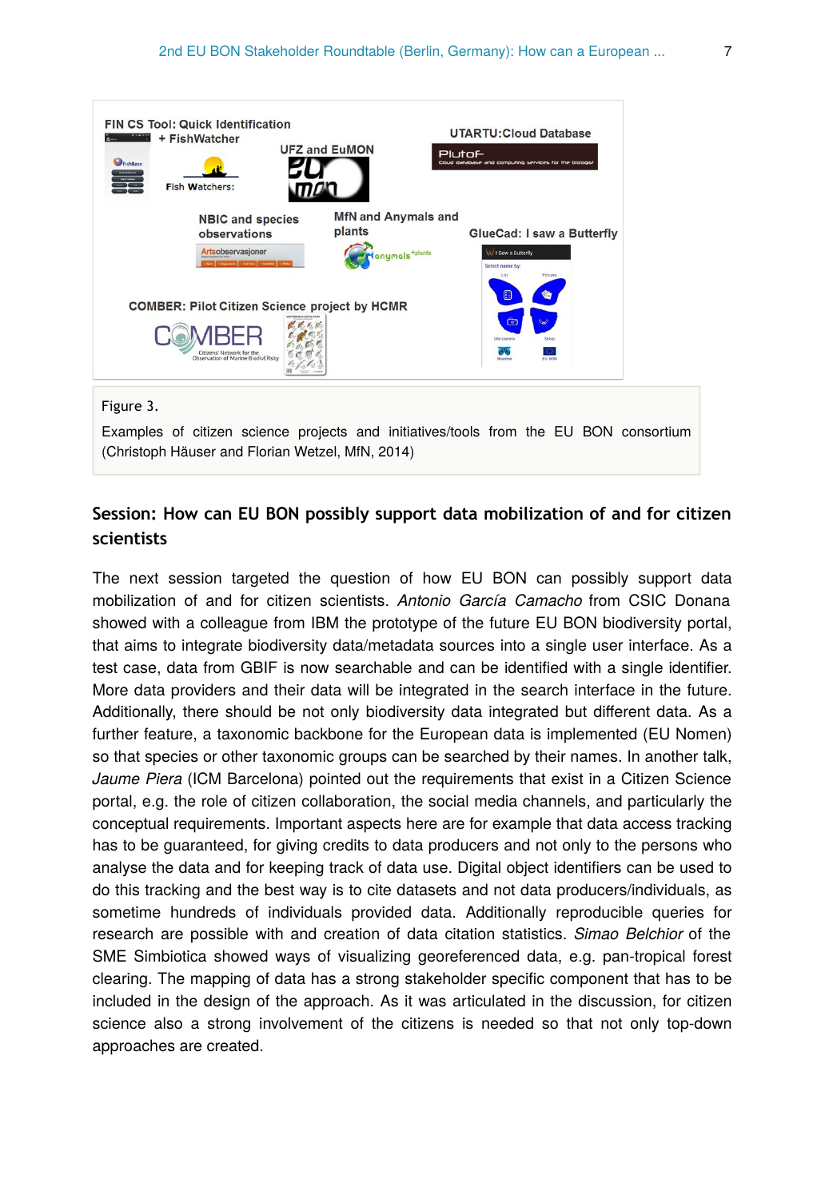Figure 3.

Examples of citizen science projects and initiatives/tools from the EU BON consortium (Christoph Häuser and Florian Wetzel, MfN, 2014)

## Session: How can EU BON possibly support data mobilization of and for citizen scientists

The next session targeted the question of how EU BON can possibly support data mobilization of and for citizen scientists. *Antonio García Camacho* from CSIC Donana showed with a colleague from IBM the prototype of the future EU BON biodiversity portal, that aims to integrate biodiversity data/metadata sources into a single user interface. As a test case, data from GBIF is now searchable and can be identified with a single identifier. More data providers and their data will be integrated in the search interface in the future. Additionally, there should be not only biodiversity data integrated but different data. As a further feature, a taxonomic backbone for the European data is implemented (EU Nomen) so that species or other taxonomic groups can be searched by their names. In another talk, *Jaume Piera* (ICM Barcelona) pointed out the requirements that exist in a Citizen Science portal, e.g. the role of citizen collaboration, the social media channels, and particularly the conceptual requirements. Important aspects here are for example that data access tracking has to be guaranteed, for giving credits to data producers and not only to the persons who analyse the data and for keeping track of data use. Digital object identifiers can be used to do this tracking and the best way is to cite datasets and not data producers/individuals, as sometime hundreds of individuals provided data. Additionally reproducible queries for research are possible with and creation of data citation statistics. *Simao Belchior* of the SME Simbiotica showed ways of visualizing georeferenced data, e.g. pan-tropical forest clearing. The mapping of data has a strong stakeholder specific component that has to be included in the design of the approach. As it was articulated in the discussion, for citizen science also a strong involvement of the citizens is needed so that not only top-down approaches are created.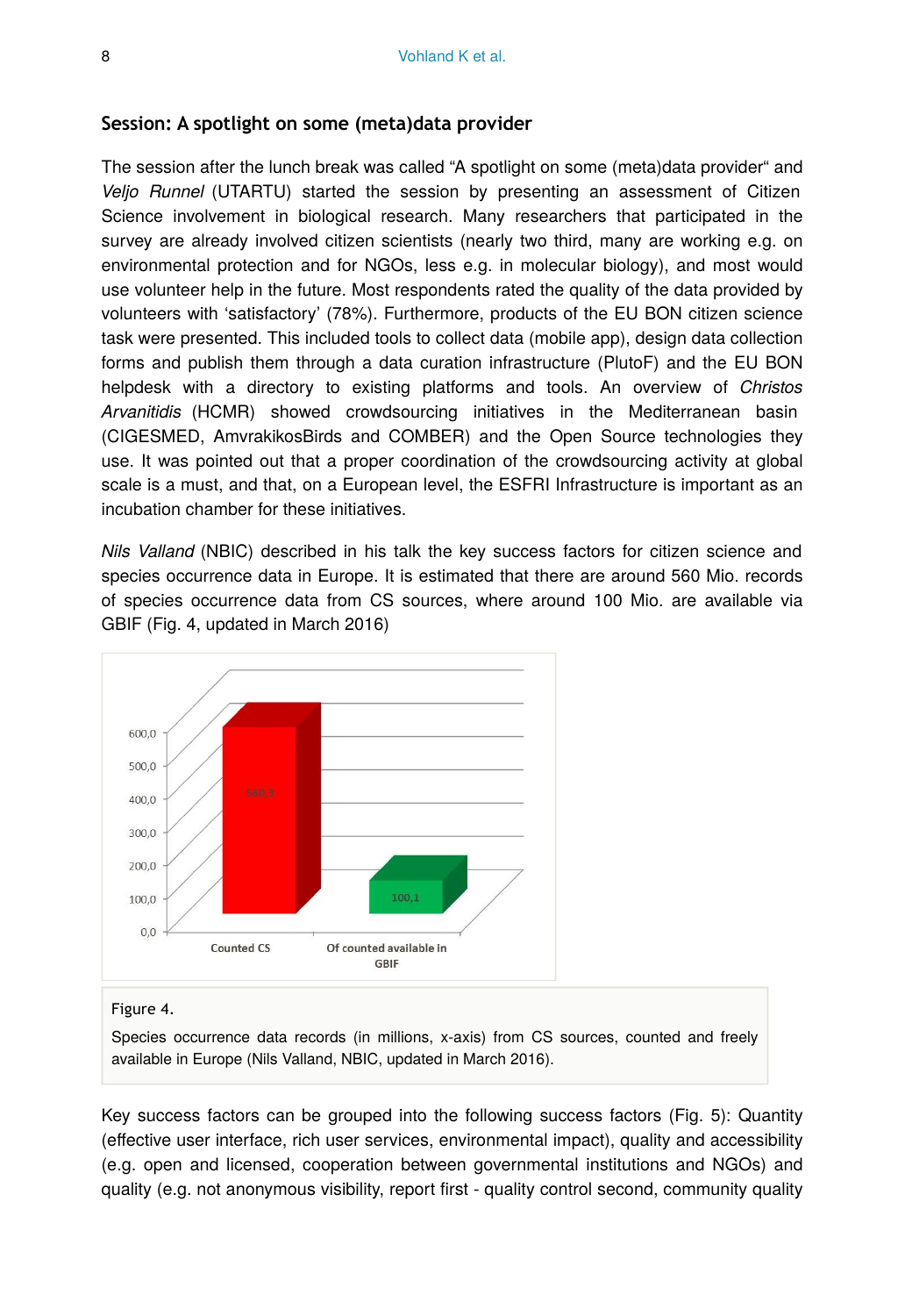### Session: A spotlight on some (meta)data provider

The session after the lunch break was called "A spotlight on some (meta)data provider" and *Veljo Runnel* (UTARTU) started the session by presenting an assessment of Citizen Science involvement in biological research. Many researchers that participated in the survey are already involved citizen scientists (nearly two third, many are working e.g. on environmental protection and for NGOs, less e.g. in molecular biology), and most would use volunteer help in the future. Most respondents rated the quality of the data provided by volunteers with 'satisfactory' (78%). Furthermore, products of the EU BON citizen science task were presented. This included tools to collect data (mobile app), design data collection forms and publish them through a data curation infrastructure (PlutoF) and the EU BON helpdesk with a directory to existing platforms and tools. An overview of *Christos Arvanitidis* (HCMR) showed crowdsourcing initiatives in the Mediterranean basin (CIGESMED, AmvrakikosBirds and COMBER) and the Open Source technologies they use. It was pointed out that a proper coordination of the crowdsourcing activity at global scale is a must, and that, on a European level, the ESFRI Infrastructure is important as an incubation chamber for these initiatives.

*Nils Valland* (NBIC) described in his talk the key success factors for citizen science and species occurrence data in Europe. It is estimated that there are around 560 Mio. records of species occurrence data from CS sources, where around 100 Mio. are available via GBIF (Fig. 4, updated in March 2016)

Figure 4.

Species occurrence data records (in millions, x-axis) from CS sources, counted and freely available in Europe (Nils Valland, NBIC, updated in March 2016).

Key success factors can be grouped into the following success factors (Fig. 5): Quantity (effective user interface, rich user services, environmental impact), quality and accessibility (e.g. open and licensed, cooperation between governmental institutions and NGOs) and quality (e.g. not anonymous visibility, report first - quality control second, community quality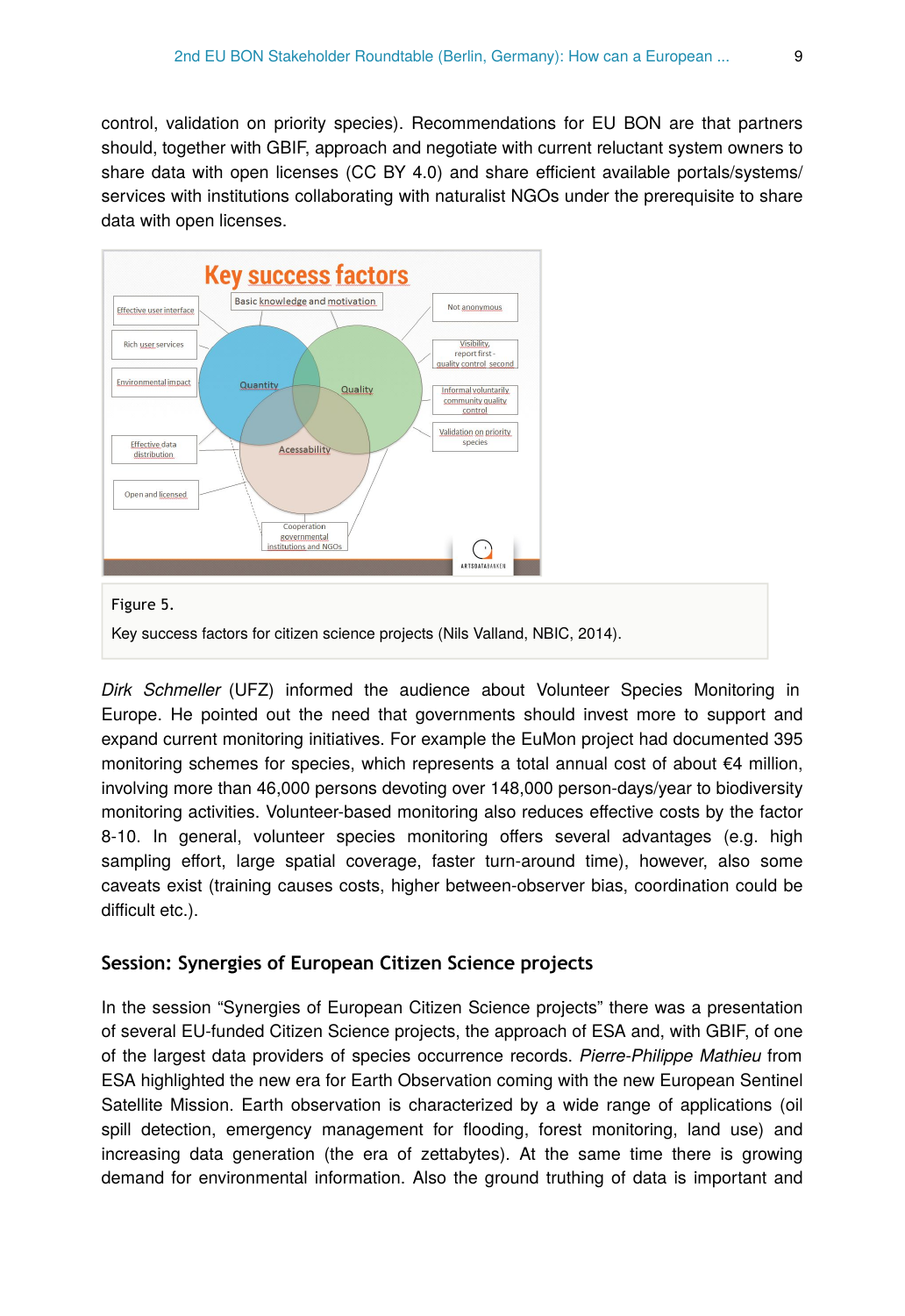control, validation on priority species). Recommendations for EU BON are that partners should, together with GBIF, approach and negotiate with current reluctant system owners to share data with open licenses (CC BY 4.0) and share efficient available portals/systems/services with institutions collaborating with naturalist NGOs under the prerequisite to share data with open licenses.

Figure 5.

Key success factors for citizen science projects (Nils Valland, NBIC, 2014).

*Dirk Schmeller* (UFZ) informed the audience about Volunteer Species Monitoring in Europe. He pointed out the need that governments should invest more to support and expand current monitoring initiatives. For example the EuMon project had documented 395 monitoring schemes for species, which represents a total annual cost of about €4 million, involving more than 46,000 persons devoting over 148,000 person-days/year to biodiversity monitoring activities. Volunteer-based monitoring also reduces effective costs by the factor 8-10. In general, volunteer species monitoring offers several advantages (e.g. high sampling effort, large spatial coverage, faster turn-around time), however, also some caveats exist (training causes costs, higher between-observer bias, coordination could be difficult etc.).

### Session: Synergies of European Citizen Science projects

In the session "Synergies of European Citizen Science projects" there was a presentation of several EU-funded Citizen Science projects, the approach of ESA and, with GBIF, of one of the largest data providers of species occurrence records. *Pierre-Philippe Mathieu* from ESA highlighted the new era for Earth Observation coming with the new European Sentinel Satellite Mission. Earth observation is characterized by a wide range of applications (oil spill detection, emergency management for flooding, forest monitoring, land use) and increasing data generation (the era of zettabytes). At the same time there is growing demand for environmental information. Also the ground truthing of data is important and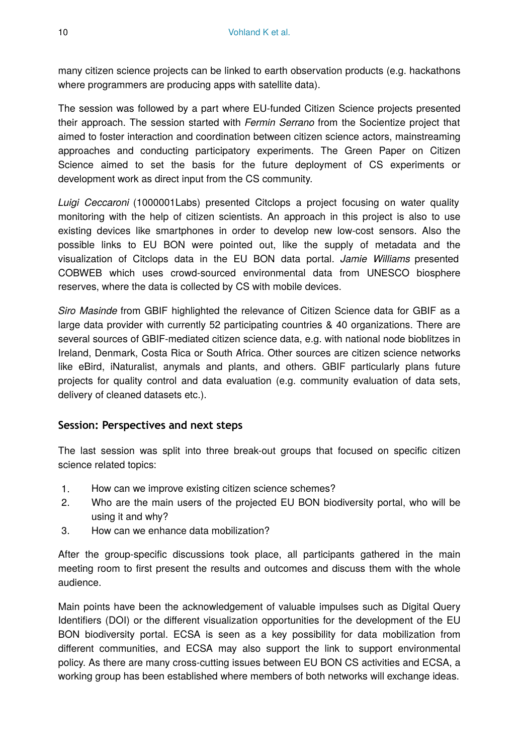many citizen science projects can be linked to earth observation products (e.g. hackathons where programmers are producing apps with satellite data).

The session was followed by a part where EU-funded Citizen Science projects presented their approach. The session started with *Fermin Serrano* from the Socientize project that aimed to foster interaction and coordination between citizen science actors, mainstreaming approaches and conducting participatory experiments. The Green Paper on Citizen Science aimed to set the basis for the future deployment of CS experiments or development work as direct input from the CS community.

*Luigi Ceccaroni* (1000001Labs) presented Citclops a project focusing on water quality monitoring with the help of citizen scientists. An approach in this project is also to use existing devices like smartphones in order to develop new low-cost sensors. Also the possible links to EU BON were pointed out, like the supply of metadata and the visualization of Citclops data in the EU BON data portal. *Jamie Williams* presented COBWEB which uses crowd-sourced environmental data from UNESCO biosphere reserves, where the data is collected by CS with mobile devices.

*Siro Masinde* from GBIF highlighted the relevance of Citizen Science data for GBIF as a large data provider with currently 52 participating countries & 40 organizations. There are several sources of GBIF-mediated citizen science data, e.g. with national node bioblitzes in Ireland, Denmark, Costa Rica or South Africa. Other sources are citizen science networks like eBird, iNaturalist, anymals and plants, and others. GBIF particularly plans future projects for quality control and data evaluation (e.g. community evaluation of data sets, delivery of cleaned datasets etc.).

## Session: Perspectives and next steps

The last session was split into three break-out groups that focused on specific citizen science related topics:

1. How can we improve existing citizen science schemes?
2. Who are the main users of the projected EU BON biodiversity portal, who will be using it and why?
3. How can we enhance data mobilization?

After the group-specific discussions took place, all participants gathered in the main meeting room to first present the results and outcomes and discuss them with the whole audience.

Main points have been the acknowledgement of valuable impulses such as Digital Query Identifiers (DOI) or the different visualization opportunities for the development of the EU BON biodiversity portal. ECSA is seen as a key possibility for data mobilization from different communities, and ECSA may also support the link to support environmental policy. As there are many cross-cutting issues between EU BON CS activities and ECSA, a working group has been established where members of both networks will exchange ideas.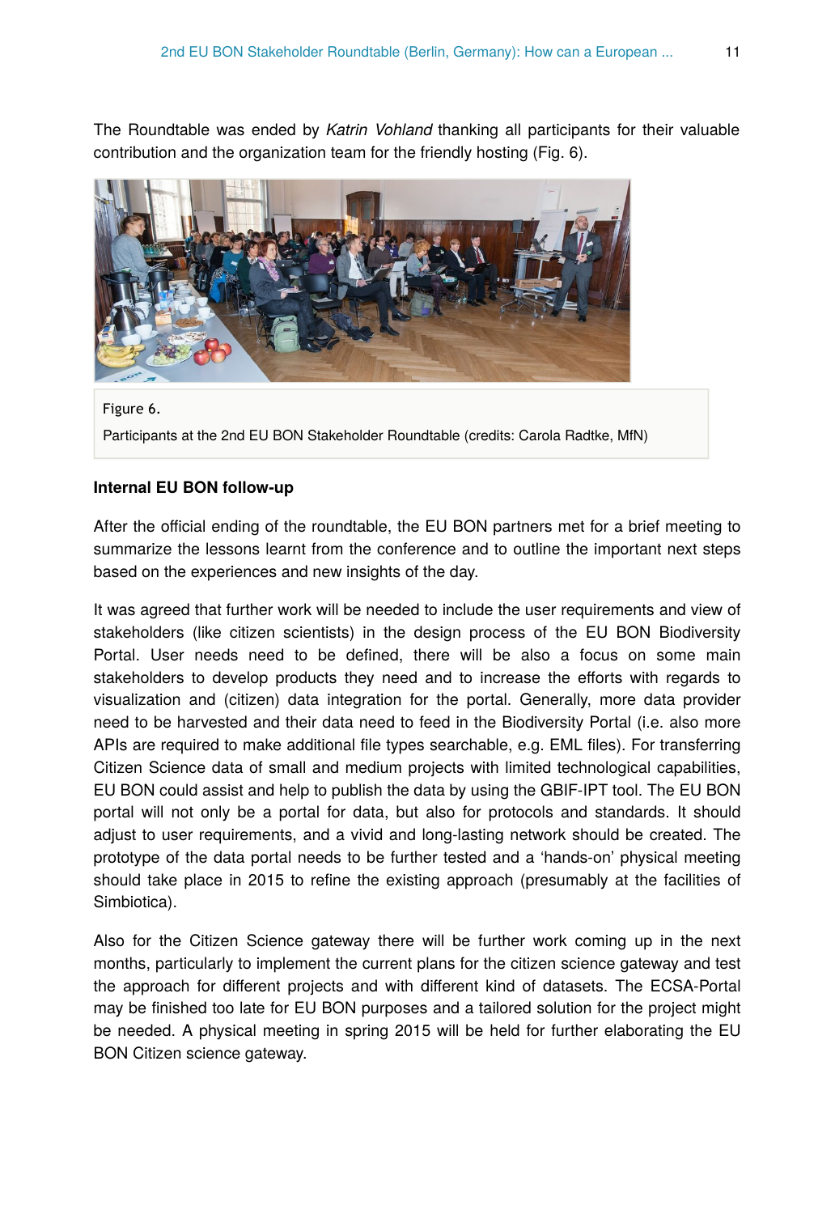The Roundtable was ended by *Katrin Vohland* thanking all participants for their valuable contribution and the organization team for the friendly hosting (Fig. 6).

Figure 6.

Participants at the 2nd EU BON Stakeholder Roundtable (credits: Carola Radtke, MfN)

**Internal EU BON follow-up**

After the official ending of the roundtable, the EU BON partners met for a brief meeting to summarize the lessons learnt from the conference and to outline the important next steps based on the experiences and new insights of the day.

It was agreed that further work will be needed to include the user requirements and view of stakeholders (like citizen scientists) in the design process of the EU BON Biodiversity Portal. User needs need to be defined, there will be also a focus on some main stakeholders to develop products they need and to increase the efforts with regards to visualization and (citizen) data integration for the portal. Generally, more data provider need to be harvested and their data need to feed in the Biodiversity Portal (i.e. also more APIs are required to make additional file types searchable, e.g. EML files). For transferring Citizen Science data of small and medium projects with limited technological capabilities, EU BON could assist and help to publish the data by using the GBIF-IPT tool. The EU BON portal will not only be a portal for data, but also for protocols and standards. It should adjust to user requirements, and a vivid and long-lasting network should be created. The prototype of the data portal needs to be further tested and a 'hands-on' physical meeting should take place in 2015 to refine the existing approach (presumably at the facilities of Simbiotica).

Also for the Citizen Science gateway there will be further work coming up in the next months, particularly to implement the current plans for the citizen science gateway and test the approach for different projects and with different kind of datasets. The ECSA-Portal may be finished too late for EU BON purposes and a tailored solution for the project might be needed. A physical meeting in spring 2015 will be held for further elaborating the EU BON Citizen science gateway.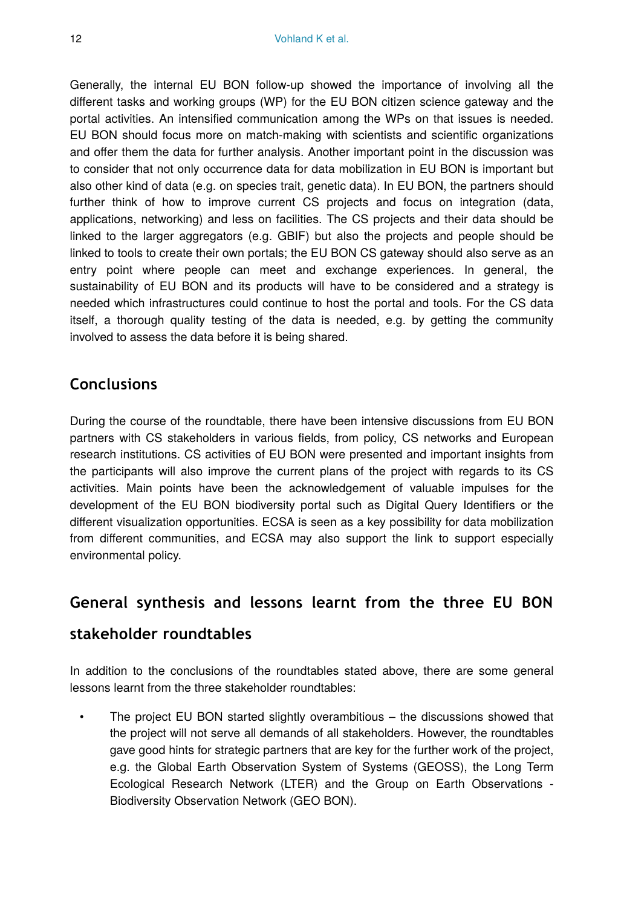Generally, the internal EU BON follow-up showed the importance of involving all the different tasks and working groups (WP) for the EU BON citizen science gateway and the portal activities. An intensified communication among the WPs on that issues is needed. EU BON should focus more on match-making with scientists and scientific organizations and offer them the data for further analysis. Another important point in the discussion was to consider that not only occurrence data for data mobilization in EU BON is important but also other kind of data (e.g. on species trait, genetic data). In EU BON, the partners should further think of how to improve current CS projects and focus on integration (data, applications, networking) and less on facilities. The CS projects and their data should be linked to the larger aggregators (e.g. GBIF) but also the projects and people should be linked to tools to create their own portals; the EU BON CS gateway should also serve as an entry point where people can meet and exchange experiences. In general, the sustainability of EU BON and its products will have to be considered and a strategy is needed which infrastructures could continue to host the portal and tools. For the CS data itself, a thorough quality testing of the data is needed, e.g. by getting the community involved to assess the data before it is being shared.

## Conclusions

During the course of the roundtable, there have been intensive discussions from EU BON partners with CS stakeholders in various fields, from policy, CS networks and European research institutions. CS activities of EU BON were presented and important insights from the participants will also improve the current plans of the project with regards to its CS activities. Main points have been the acknowledgement of valuable impulses for the development of the EU BON biodiversity portal such as Digital Query Identifiers or the different visualization opportunities. ECSA is seen as a key possibility for data mobilization from different communities, and ECSA may also support the link to support especially environmental policy.

## General synthesis and lessons learnt from the three EU BON stakeholder roundtables

In addition to the conclusions of the roundtables stated above, there are some general lessons learnt from the three stakeholder roundtables:

- The project EU BON started slightly overambitious – the discussions showed that the project will not serve all demands of all stakeholders. However, the roundtables gave good hints for strategic partners that are key for the further work of the project, e.g. the Global Earth Observation System of Systems (GEOSS), the Long Term Ecological Research Network (LTER) and the Group on Earth Observations - Biodiversity Observation Network (GEO BON).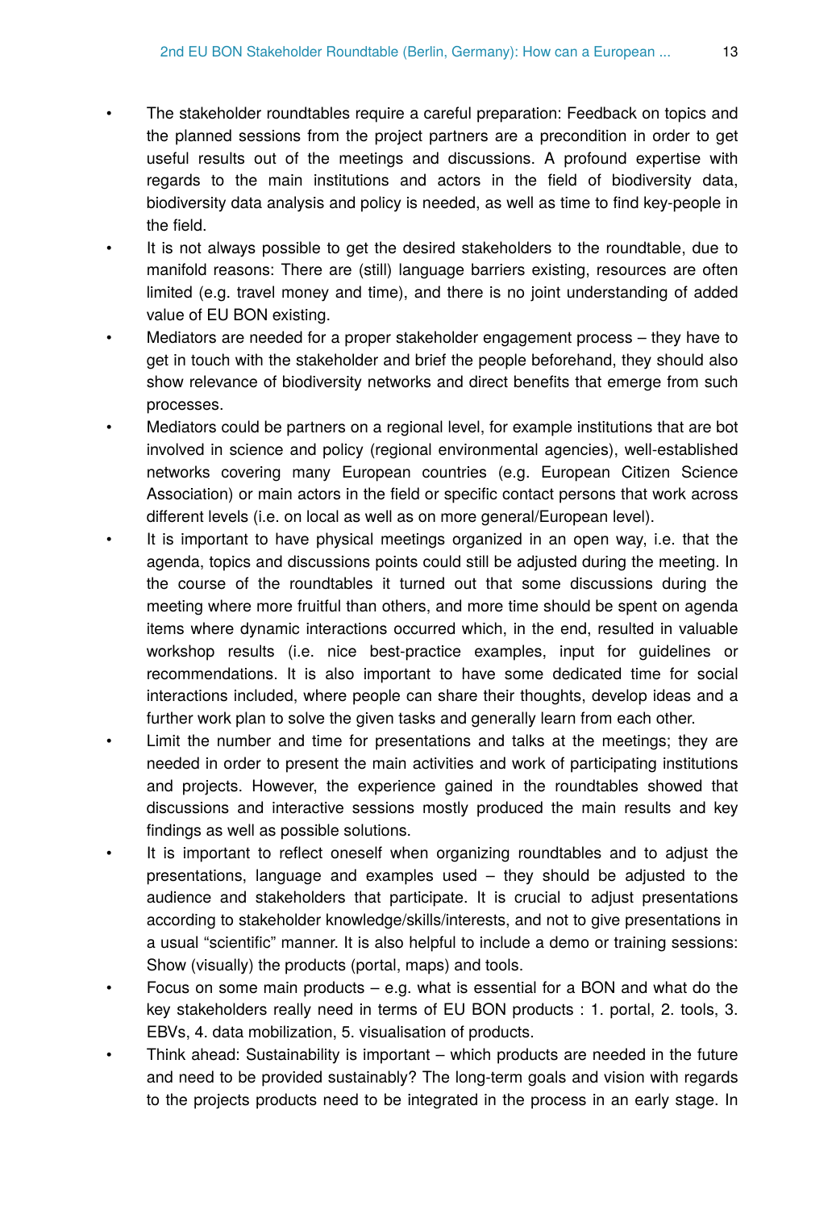- The stakeholder roundtables require a careful preparation: Feedback on topics and the planned sessions from the project partners are a precondition in order to get useful results out of the meetings and discussions. A profound expertise with regards to the main institutions and actors in the field of biodiversity data, biodiversity data analysis and policy is needed, as well as time to find key-people in the field.
- It is not always possible to get the desired stakeholders to the roundtable, due to manifold reasons: There are (still) language barriers existing, resources are often limited (e.g. travel money and time), and there is no joint understanding of added value of EU BON existing.
- Mediators are needed for a proper stakeholder engagement process – they have to get in touch with the stakeholder and brief the people beforehand, they should also show relevance of biodiversity networks and direct benefits that emerge from such processes.
- Mediators could be partners on a regional level, for example institutions that are bot involved in science and policy (regional environmental agencies), well-established networks covering many European countries (e.g. European Citizen Science Association) or main actors in the field or specific contact persons that work across different levels (i.e. on local as well as on more general/European level).
- It is important to have physical meetings organized in an open way, i.e. that the agenda, topics and discussions points could still be adjusted during the meeting. In the course of the roundtables it turned out that some discussions during the meeting where more fruitful than others, and more time should be spent on agenda items where dynamic interactions occurred which, in the end, resulted in valuable workshop results (i.e. nice best-practice examples, input for guidelines or recommendations. It is also important to have some dedicated time for social interactions included, where people can share their thoughts, develop ideas and a further work plan to solve the given tasks and generally learn from each other.
- Limit the number and time for presentations and talks at the meetings; they are needed in order to present the main activities and work of participating institutions and projects. However, the experience gained in the roundtables showed that discussions and interactive sessions mostly produced the main results and key findings as well as possible solutions.
- It is important to reflect oneself when organizing roundtables and to adjust the presentations, language and examples used – they should be adjusted to the audience and stakeholders that participate. It is crucial to adjust presentations according to stakeholder knowledge/skills/interests, and not to give presentations in a usual "scientific" manner. It is also helpful to include a demo or training sessions: Show (visually) the products (portal, maps) and tools.
- Focus on some main products – e.g. what is essential for a BON and what do the key stakeholders really need in terms of EU BON products : 1. portal, 2. tools, 3. EBVs, 4. data mobilization, 5. visualisation of products.
- Think ahead: Sustainability is important – which products are needed in the future and need to be provided sustainably? The long-term goals and vision with regards to the projects products need to be integrated in the process in an early stage. In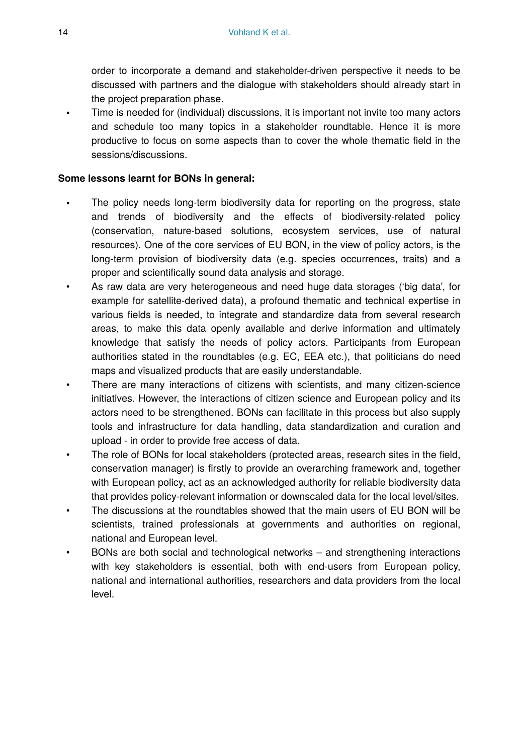order to incorporate a demand and stakeholder-driven perspective it needs to be discussed with partners and the dialogue with stakeholders should already start in the project preparation phase.

- Time is needed for (individual) discussions, it is important not invite too many actors and schedule too many topics in a stakeholder roundtable. Hence it is more productive to focus on some aspects than to cover the whole thematic field in the sessions/discussions.

**Some lessons learnt for BONs in general:**

- The policy needs long-term biodiversity data for reporting on the progress, state and trends of biodiversity and the effects of biodiversity-related policy (conservation, nature-based solutions, ecosystem services, use of natural resources). One of the core services of EU BON, in the view of policy actors, is the long-term provision of biodiversity data (e.g. species occurrences, traits) and a proper and scientifically sound data analysis and storage.
- As raw data are very heterogeneous and need huge data storages ('big data', for example for satellite-derived data), a profound thematic and technical expertise in various fields is needed, to integrate and standardize data from several research areas, to make this data openly available and derive information and ultimately knowledge that satisfy the needs of policy actors. Participants from European authorities stated in the roundtables (e.g. EC, EEA etc.), that politicians do need maps and visualized products that are easily understandable.
- There are many interactions of citizens with scientists, and many citizen-science initiatives. However, the interactions of citizen science and European policy and its actors need to be strengthened. BONs can facilitate in this process but also supply tools and infrastructure for data handling, data standardization and curation and upload - in order to provide free access of data.
- The role of BONs for local stakeholders (protected areas, research sites in the field, conservation manager) is firstly to provide an overarching framework and, together with European policy, act as an acknowledged authority for reliable biodiversity data that provides policy-relevant information or downscaled data for the local level/sites.
- The discussions at the roundtables showed that the main users of EU BON will be scientists, trained professionals at governments and authorities on regional, national and European level.
- BONs are both social and technological networks – and strengthening interactions with key stakeholders is essential, both with end-users from European policy, national and international authorities, researchers and data providers from the local level.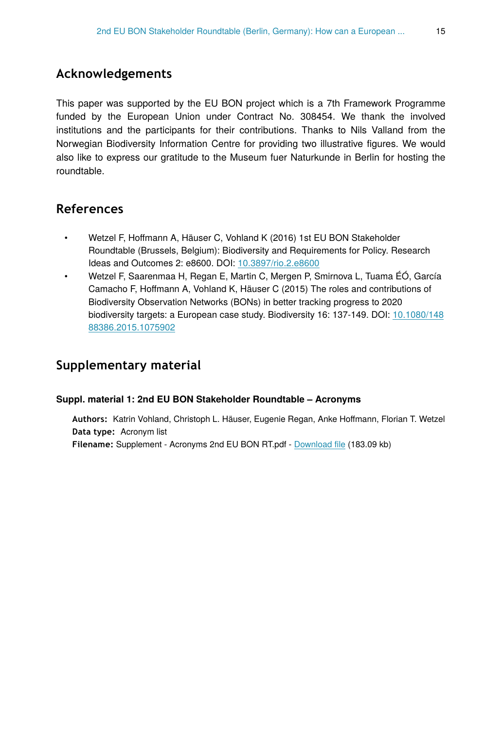## Acknowledgements

This paper was supported by the EU BON project which is a 7th Framework Programme funded by the European Union under Contract No. 308454. We thank the involved institutions and the participants for their contributions. Thanks to Nils Valland from the Norwegian Biodiversity Information Centre for providing two illustrative figures. We would also like to express our gratitude to the Museum fuer Naturkunde in Berlin for hosting the roundtable.

## References

- Wetzel F, Hoffmann A, Häuser C, Vohland K (2016) 1st EU BON Stakeholder Roundtable (Brussels, Belgium): Biodiversity and Requirements for Policy. Research Ideas and Outcomes 2: e8600. DOI: 10.3897/rio.2.e8600
- Wetzel F, Saarenmaa H, Regan E, Martin C, Mergen P, Smirnova L, Tuama ÉÓ, García Camacho F, Hoffmann A, Vohland K, Häuser C (2015) The roles and contributions of Biodiversity Observation Networks (BONs) in better tracking progress to 2020 biodiversity targets: a European case study. Biodiversity 16: 137-149. DOI: 10.1080/14888386.2015.1075902

## Supplementary material

**Suppl. material 1: 2nd EU BON Stakeholder Roundtable – Acronyms**

**Authors:** Katrin Vohland, Christoph L. Häuser, Eugenie Regan, Anke Hoffmann, Florian T. Wetzel
**Data type:** Acronym list
**Filename:** Supplement - Acronyms 2nd EU BON RT.pdf - Download file (183.09 kb)